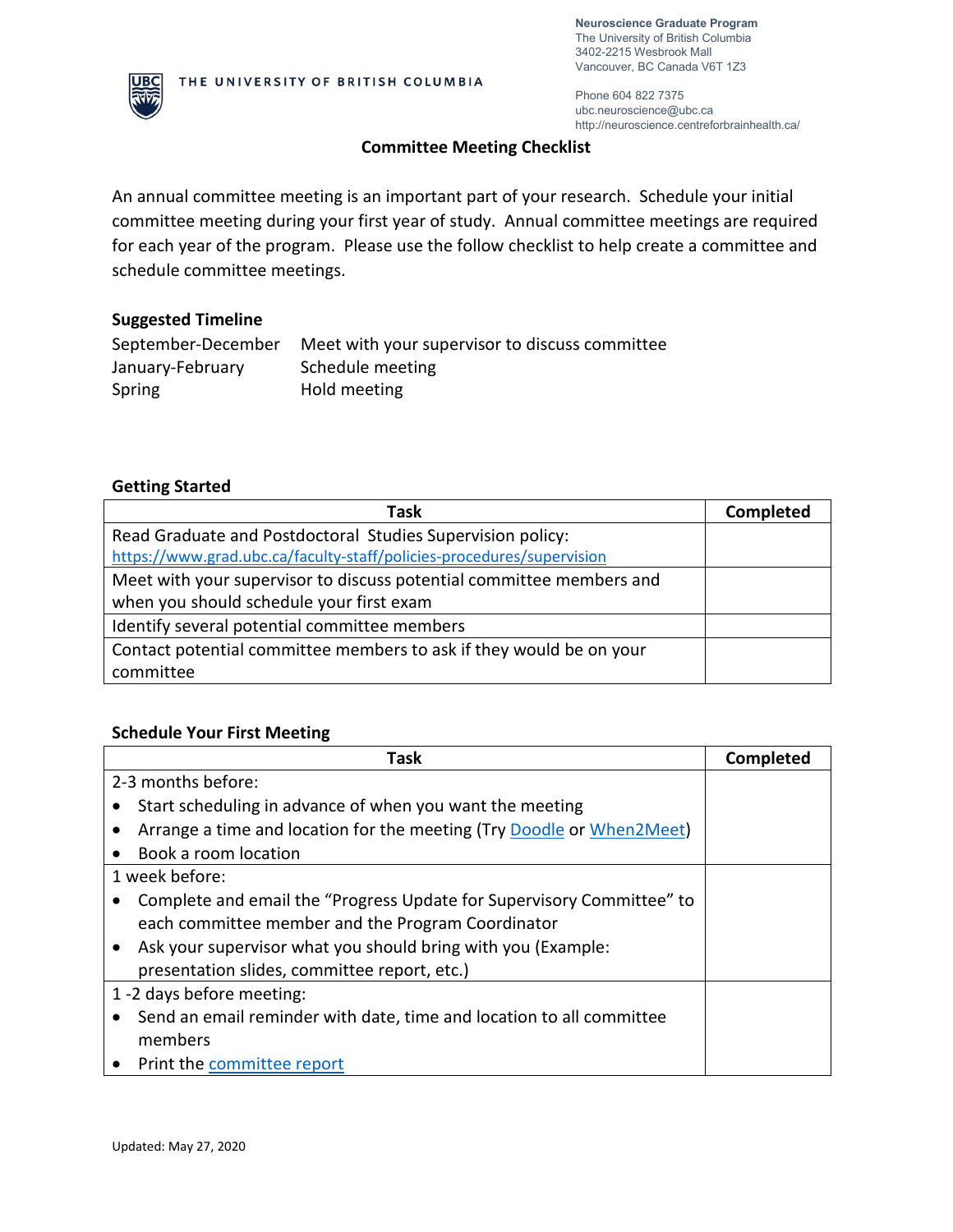Neuroscience Graduate Program
The University of British Columbia
3402-2215 Wesbrook Mall
Vancouver, BC Canada V6T 1Z3

Phone 604 822 7375
ubc.neuroscience@ubc.ca
http://neuroscience.centreforbrainhealth.ca/

THE UNIVERSITY OF BRITISH COLUMBIA

# Committee Meeting Checklist

An annual committee meeting is an important part of your research. Schedule your initial committee meeting during your first year of study. Annual committee meetings are required for each year of the program. Please use the follow checklist to help create a committee and schedule committee meetings.

## Suggested Timeline

| | |
|---|---|
| September-December | Meet with your supervisor to discuss committee |
| January-February | Schedule meeting |
| Spring | Hold meeting |

## Getting Started

| Task | Completed |
|---|---|
| Read Graduate and Postdoctoral Studies Supervision policy: [https://www.grad.ubc.ca/faculty-staff/policies-procedures/supervision](https://www.grad.ubc.ca/faculty-staff/policies-procedures/supervision) | |
| Meet with your supervisor to discuss potential committee members and when you should schedule your first exam | |
| Identify several potential committee members | |
| Contact potential committee members to ask if they would be on your committee | |

## Schedule Your First Meeting

| Task | Completed |
|---|---|
| 2-3 months before:<br>• Start scheduling in advance of when you want the meeting<br>• Arrange a time and location for the meeting (Try Doodle or When2Meet)<br>• Book a room location | |
| 1 week before:<br>• Complete and email the "Progress Update for Supervisory Committee" to each committee member and the Program Coordinator<br>• Ask your supervisor what you should bring with you (Example: presentation slides, committee report, etc.) | |
| 1 -2 days before meeting:<br>• Send an email reminder with date, time and location to all committee members<br>• Print the committee report | |

Updated: May 27, 2020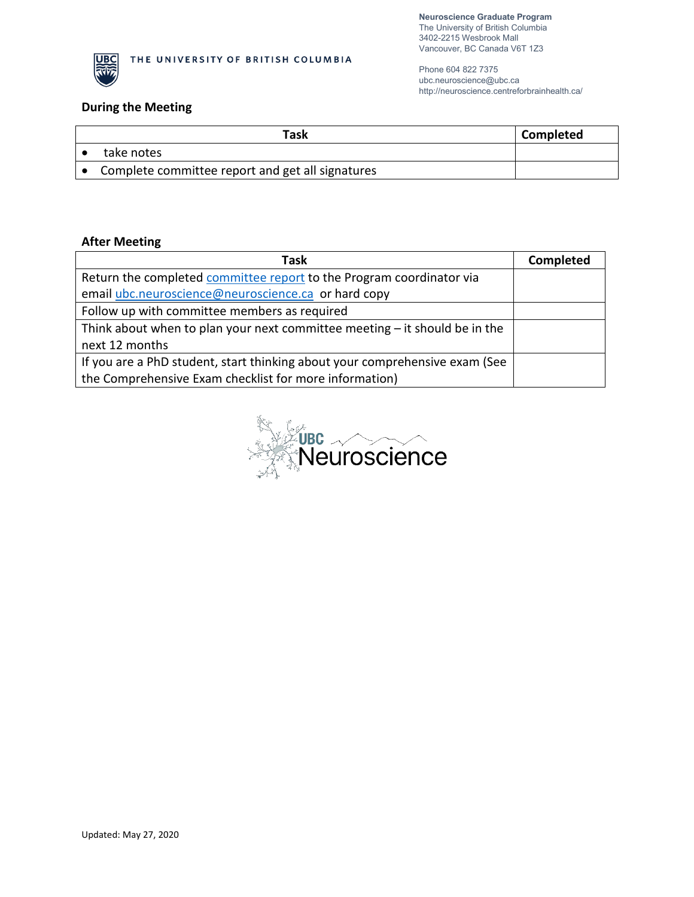Neuroscience Graduate Program
The University of British Columbia
3402-2215 Wesbrook Mall
Vancouver, BC Canada V6T 1Z3

Phone 604 822 7375
ubc.neuroscience@ubc.ca
http://neuroscience.centreforbrainhealth.ca/

THE UNIVERSITY OF BRITISH COLUMBIA

## During the Meeting

| Task | Completed |
|---|---|
| • take notes | |
| • Complete committee report and get all signatures | |

## After Meeting

| Task | Completed |
|---|---|
| Return the completed committee report to the Program coordinator via email ubc.neuroscience@neuroscience.ca or hard copy | |
| Follow up with committee members as required | |
| Think about when to plan your next committee meeting – it should be in the next 12 months | |
| If you are a PhD student, start thinking about your comprehensive exam (See the Comprehensive Exam checklist for more information) | |

UBC Neuroscience

Updated: May 27, 2020